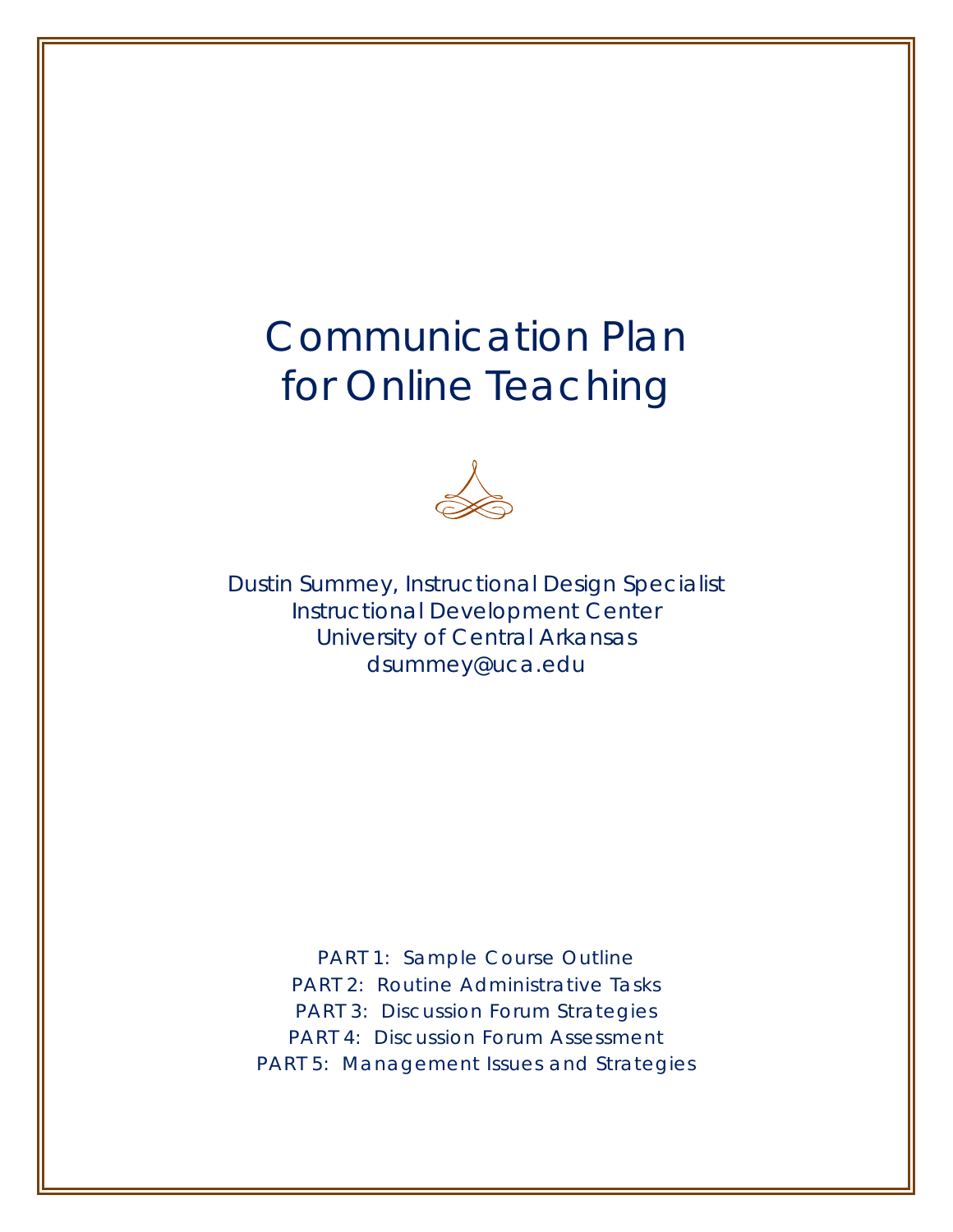# Communication Plan for Online Teaching

Dustin Summey, Instructional Design Specialist
Instructional Development Center
University of Central Arkansas
dsummey@uca.edu

PART 1: Sample Course Outline
PART 2: Routine Administrative Tasks
PART 3: Discussion Forum Strategies
PART 4: Discussion Forum Assessment
PART 5: Management Issues and Strategies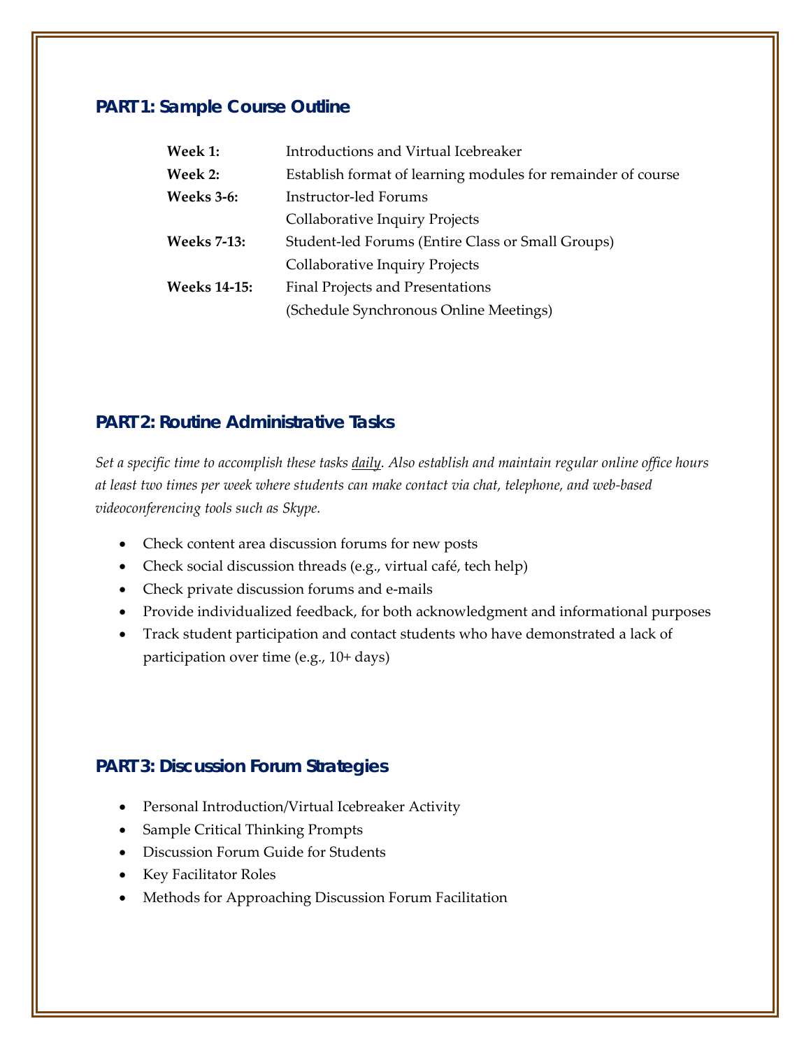## PART 1: Sample Course Outline

| | |
|---|---|
| **Week 1:** | Introductions and Virtual Icebreaker |
| **Week 2:** | Establish format of learning modules for remainder of course |
| **Weeks 3-6:** | Instructor-led Forums<br>Collaborative Inquiry Projects |
| **Weeks 7-13:** | Student-led Forums (Entire Class or Small Groups)<br>Collaborative Inquiry Projects |
| **Weeks 14-15:** | Final Projects and Presentations<br>(Schedule Synchronous Online Meetings) |

## PART 2: Routine Administrative Tasks

*Set a specific time to accomplish these tasks daily. Also establish and maintain regular online office hours at least two times per week where students can make contact via chat, telephone, and web-based videoconferencing tools such as Skype.*

- Check content area discussion forums for new posts
- Check social discussion threads (e.g., virtual café, tech help)
- Check private discussion forums and e-mails
- Provide individualized feedback, for both acknowledgment and informational purposes
- Track student participation and contact students who have demonstrated a lack of participation over time (e.g., 10+ days)

## PART 3: Discussion Forum Strategies

- Personal Introduction/Virtual Icebreaker Activity
- Sample Critical Thinking Prompts
- Discussion Forum Guide for Students
- Key Facilitator Roles
- Methods for Approaching Discussion Forum Facilitation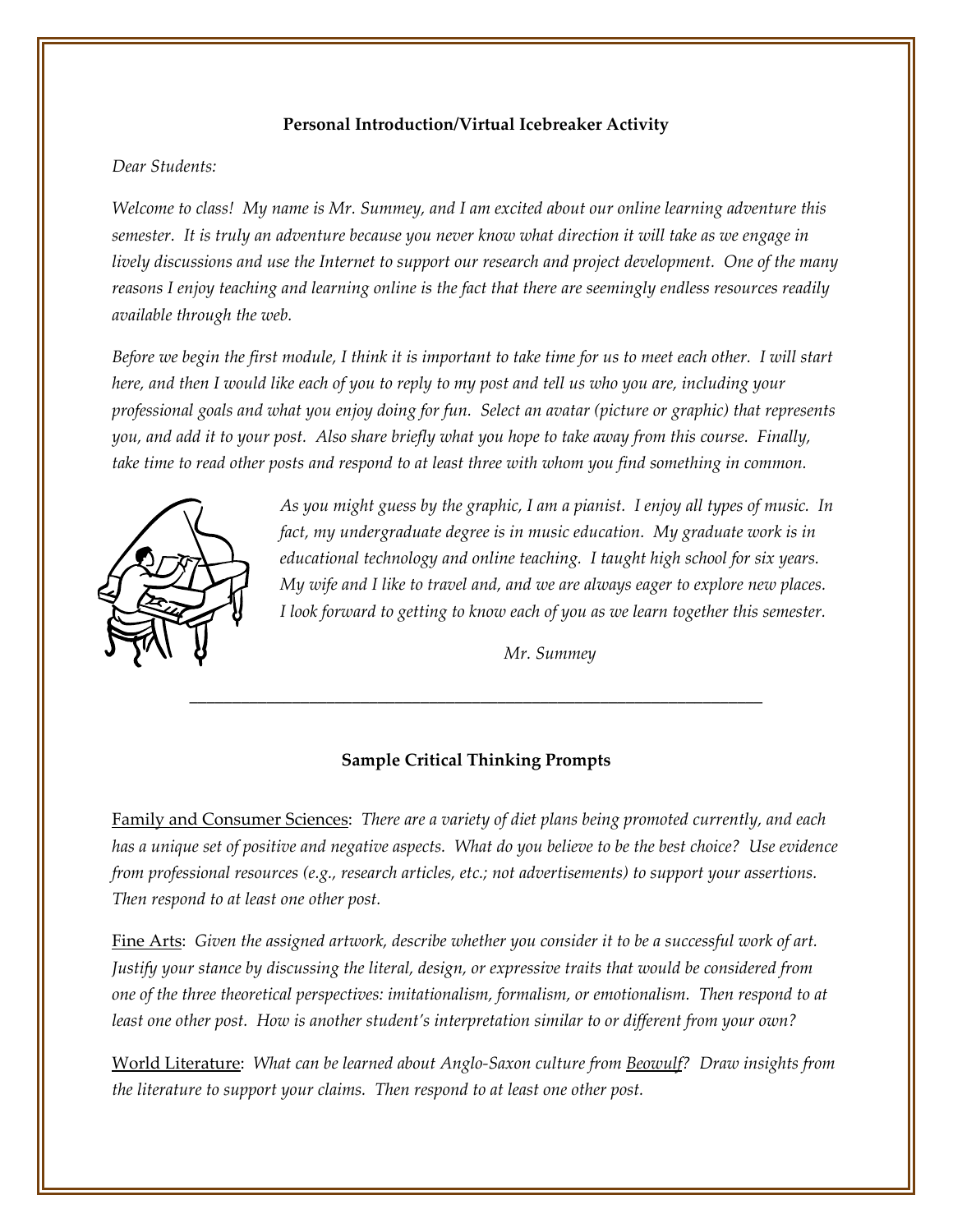**Personal Introduction/Virtual Icebreaker Activity**

*Dear Students:*

*Welcome to class! My name is Mr. Summey, and I am excited about our online learning adventure this semester. It is truly an adventure because you never know what direction it will take as we engage in lively discussions and use the Internet to support our research and project development. One of the many reasons I enjoy teaching and learning online is the fact that there are seemingly endless resources readily available through the web.*

*Before we begin the first module, I think it is important to take time for us to meet each other. I will start here, and then I would like each of you to reply to my post and tell us who you are, including your professional goals and what you enjoy doing for fun. Select an avatar (picture or graphic) that represents you, and add it to your post. Also share briefly what you hope to take away from this course. Finally, take time to read other posts and respond to at least three with whom you find something in common.*

*As you might guess by the graphic, I am a pianist. I enjoy all types of music. In fact, my undergraduate degree is in music education. My graduate work is in educational technology and online teaching. I taught high school for six years. My wife and I like to travel and, and we are always eager to explore new places. I look forward to getting to know each of you as we learn together this semester.*

*Mr. Summey*

---

**Sample Critical Thinking Prompts**

Family and Consumer Sciences: *There are a variety of diet plans being promoted currently, and each has a unique set of positive and negative aspects. What do you believe to be the best choice? Use evidence from professional resources (e.g., research articles, etc.; not advertisements) to support your assertions. Then respond to at least one other post.*

Fine Arts: *Given the assigned artwork, describe whether you consider it to be a successful work of art. Justify your stance by discussing the literal, design, or expressive traits that would be considered from one of the three theoretical perspectives: imitationalism, formalism, or emotionalism. Then respond to at least one other post. How is another student's interpretation similar to or different from your own?*

World Literature: *What can be learned about Anglo-Saxon culture from Beowulf? Draw insights from the literature to support your claims. Then respond to at least one other post.*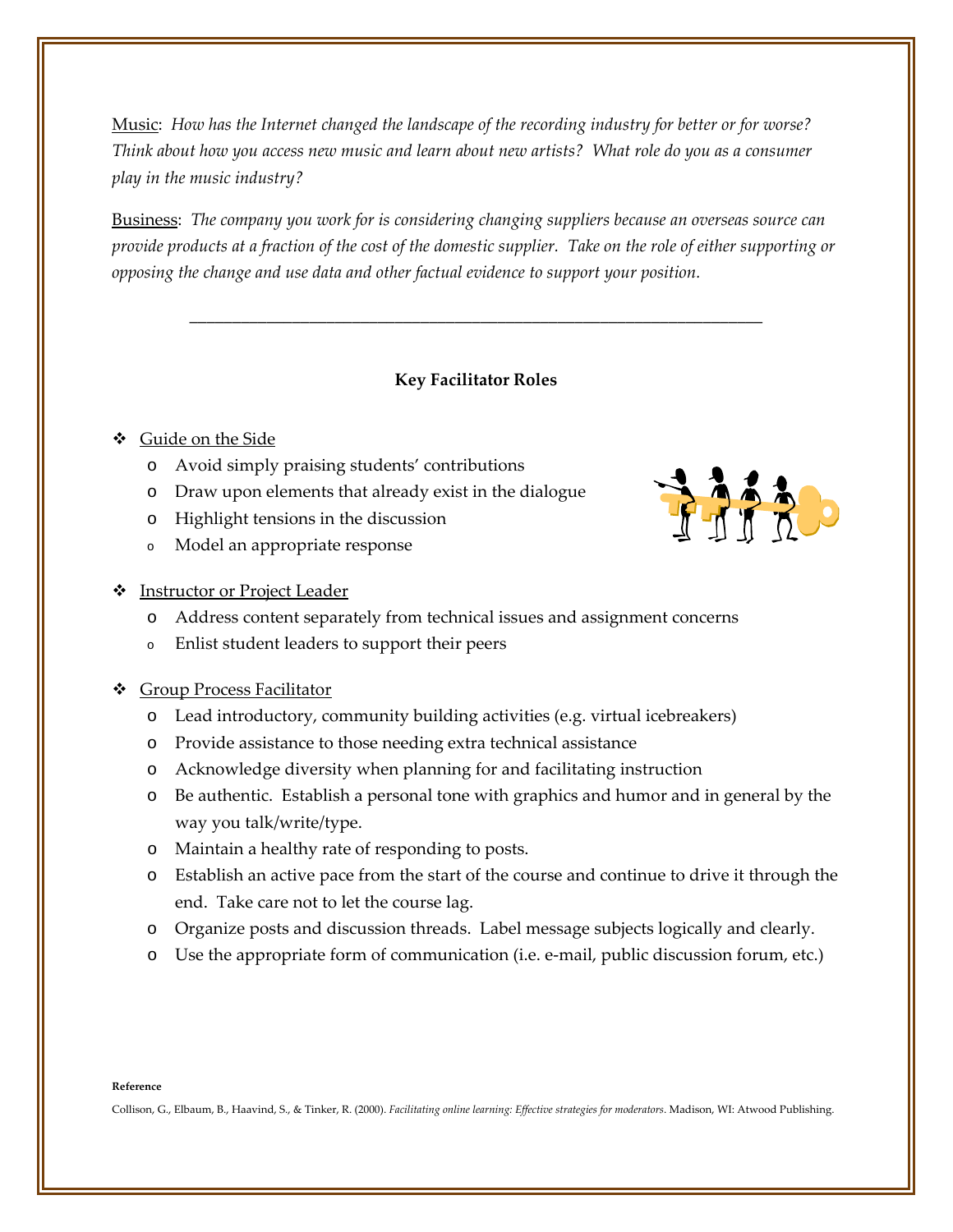Music: *How has the Internet changed the landscape of the recording industry for better or for worse? Think about how you access new music and learn about new artists? What role do you as a consumer play in the music industry?*

Business: *The company you work for is considering changing suppliers because an overseas source can provide products at a fraction of the cost of the domestic supplier. Take on the role of either supporting or opposing the change and use data and other factual evidence to support your position.*

---

**Key Facilitator Roles**

- Guide on the Side
  - Avoid simply praising students' contributions
  - Draw upon elements that already exist in the dialogue
  - Highlight tensions in the discussion
  - Model an appropriate response
- Instructor or Project Leader
  - Address content separately from technical issues and assignment concerns
  - Enlist student leaders to support their peers
- Group Process Facilitator
  - Lead introductory, community building activities (e.g. virtual icebreakers)
  - Provide assistance to those needing extra technical assistance
  - Acknowledge diversity when planning for and facilitating instruction
  - Be authentic. Establish a personal tone with graphics and humor and in general by the way you talk/write/type.
  - Maintain a healthy rate of responding to posts.
  - Establish an active pace from the start of the course and continue to drive it through the end. Take care not to let the course lag.
  - Organize posts and discussion threads. Label message subjects logically and clearly.
  - Use the appropriate form of communication (i.e. e-mail, public discussion forum, etc.)

**Reference**

Collison, G., Elbaum, B., Haavind, S., & Tinker, R. (2000). *Facilitating online learning: Effective strategies for moderators*. Madison, WI: Atwood Publishing.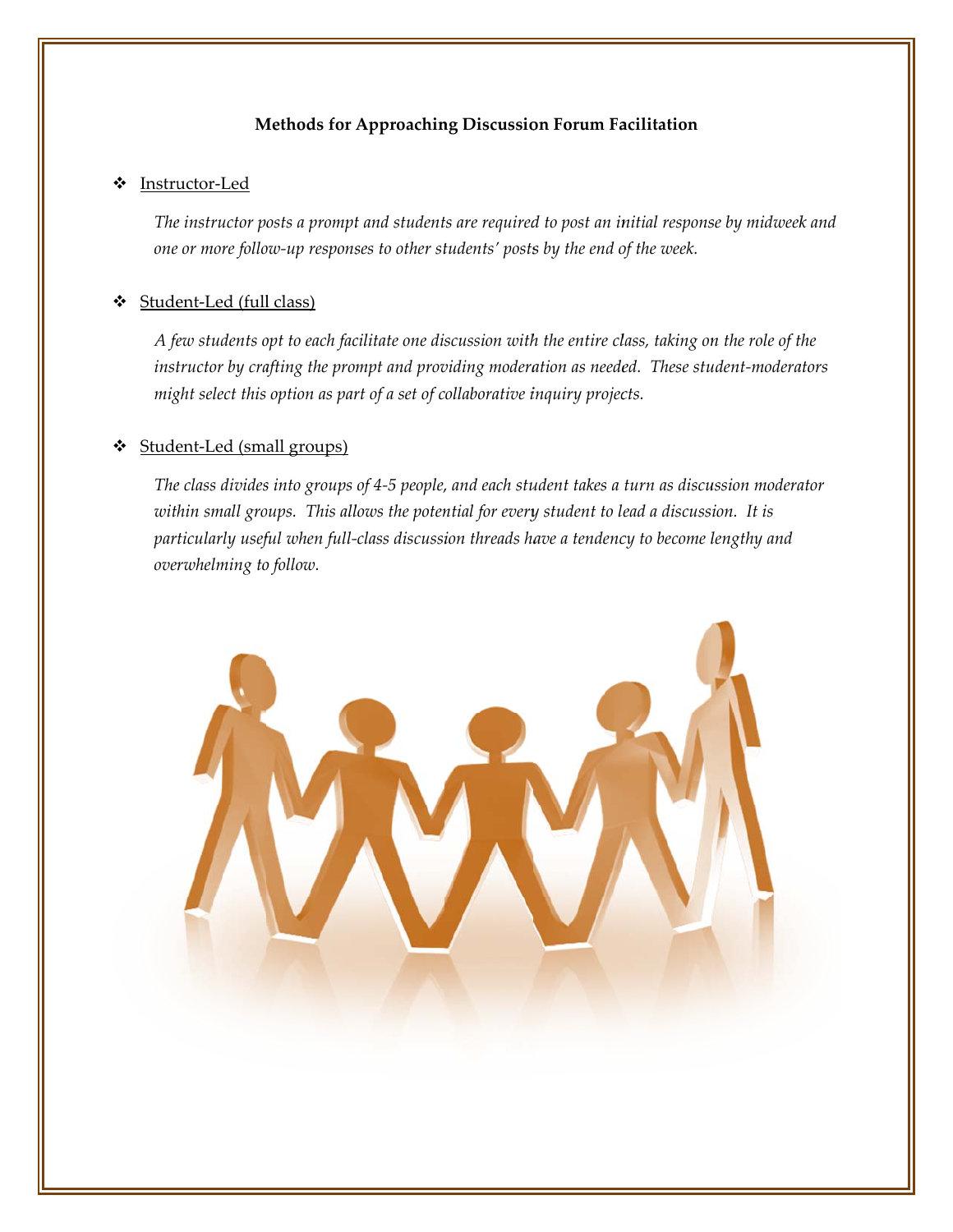**Methods for Approaching Discussion Forum Facilitation**

- Instructor-Led

  *The instructor posts a prompt and students are required to post an initial response by midweek and one or more follow-up responses to other students' posts by the end of the week.*

- Student-Led (full class)

  *A few students opt to each facilitate one discussion with the entire class, taking on the role of the instructor by crafting the prompt and providing moderation as needed. These student-moderators might select this option as part of a set of collaborative inquiry projects.*

- Student-Led (small groups)

  *The class divides into groups of 4-5 people, and each student takes a turn as discussion moderator within small groups. This allows the potential for every student to lead a discussion. It is particularly useful when full-class discussion threads have a tendency to become lengthy and overwhelming to follow.*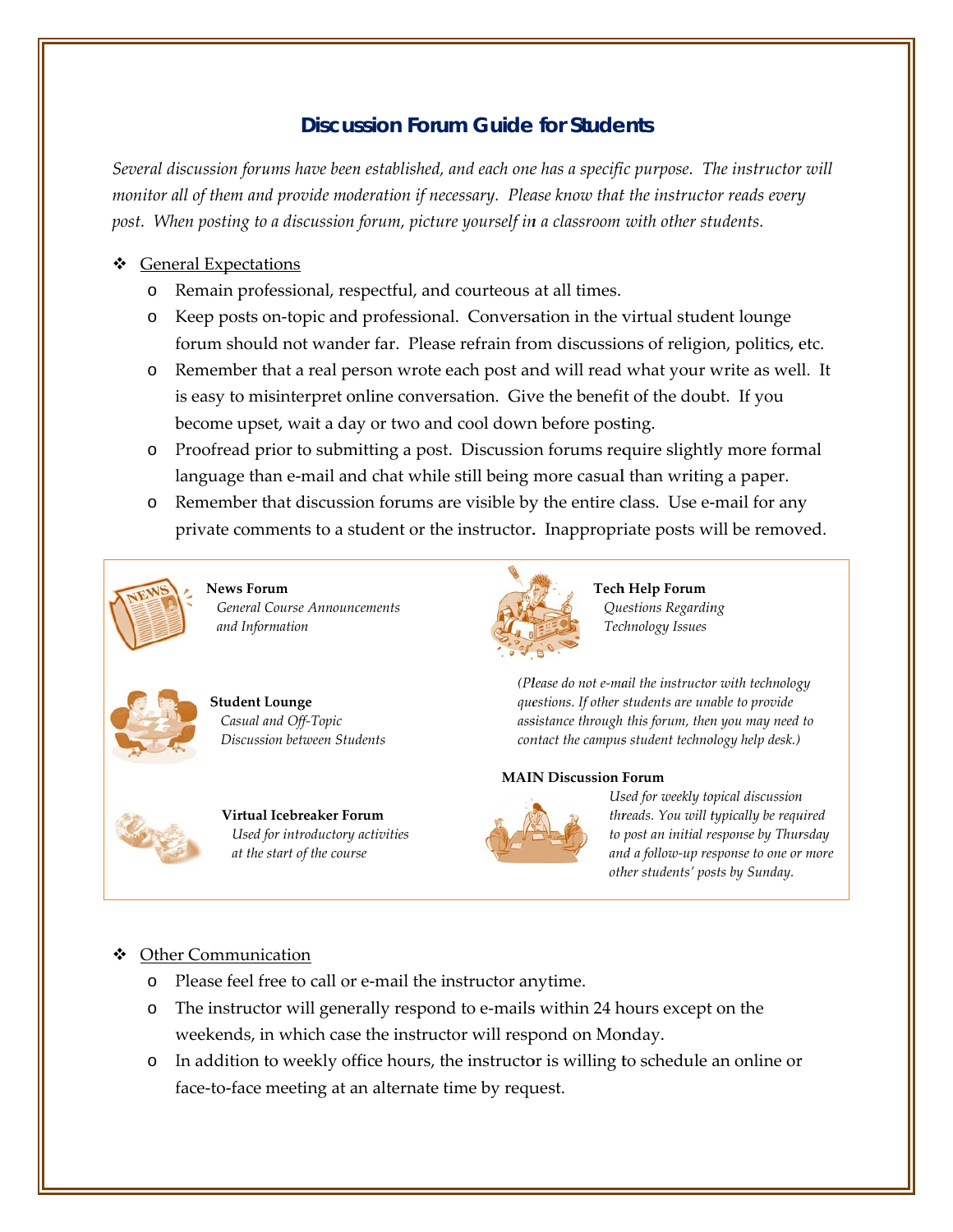# Discussion Forum Guide for Students

*Several discussion forums have been established, and each one has a specific purpose. The instructor will monitor all of them and provide moderation if necessary. Please know that the instructor reads every post. When posting to a discussion forum, picture yourself in a classroom with other students.*

- General Expectations
  - Remain professional, respectful, and courteous at all times.
  - Keep posts on-topic and professional. Conversation in the virtual student lounge forum should not wander far. Please refrain from discussions of religion, politics, etc.
  - Remember that a real person wrote each post and will read what your write as well. It is easy to misinterpret online conversation. Give the benefit of the doubt. If you become upset, wait a day or two and cool down before posting.
  - Proofread prior to submitting a post. Discussion forums require slightly more formal language than e-mail and chat while still being more casual than writing a paper.
  - Remember that discussion forums are visible by the entire class. Use e-mail for any private comments to a student or the instructor. Inappropriate posts will be removed.

**News Forum**
*General Course Announcements and Information*

**Student Lounge**
*Casual and Off-Topic Discussion between Students*

**Virtual Icebreaker Forum**
*Used for introductory activities at the start of the course*

**Tech Help Forum**
*Questions Regarding Technology Issues*

*(Please do not e-mail the instructor with technology questions. If other students are unable to provide assistance through this forum, then you may need to contact the campus student technology help desk.)*

**MAIN Discussion Forum**
*Used for weekly topical discussion threads. You will typically be required to post an initial response by Thursday and a follow-up response to one or more other students' posts by Sunday.*

- Other Communication
  - Please feel free to call or e-mail the instructor anytime.
  - The instructor will generally respond to e-mails within 24 hours except on the weekends, in which case the instructor will respond on Monday.
  - In addition to weekly office hours, the instructor is willing to schedule an online or face-to-face meeting at an alternate time by request.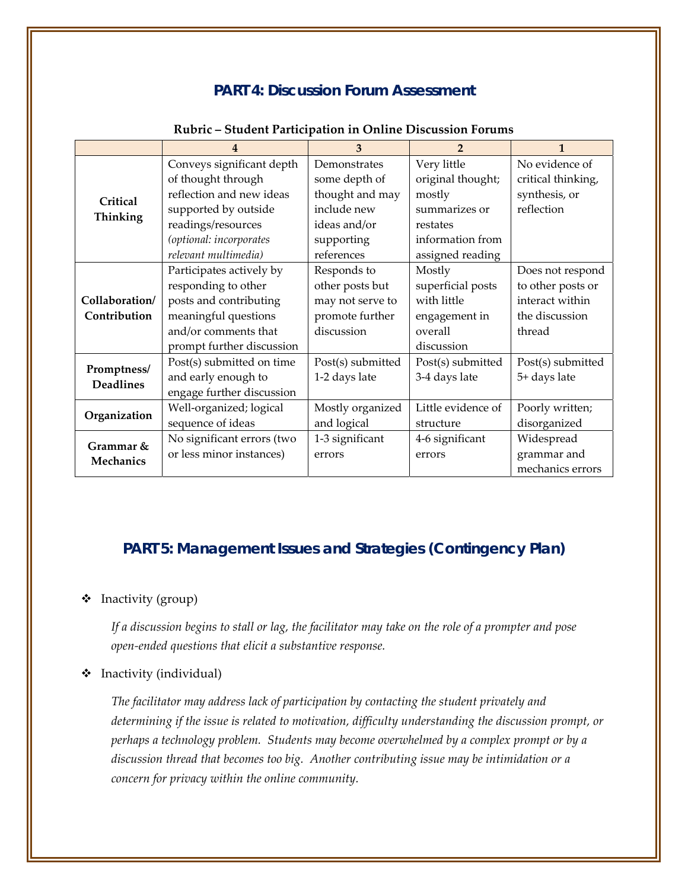## PART 4: Discussion Forum Assessment

**Rubric – Student Participation in Online Discussion Forums**

| | 4 | 3 | 2 | 1 |
|---|---|---|---|---|
| **Critical Thinking** | Conveys significant depth of thought through reflection and new ideas supported by outside readings/resources *(optional: incorporates relevant multimedia)* | Demonstrates some depth of thought and may include new ideas and/or supporting references | Very little original thought; mostly summarizes or restates information from assigned reading | No evidence of critical thinking, synthesis, or reflection |
| **Collaboration/ Contribution** | Participates actively by responding to other posts and contributing meaningful questions and/or comments that prompt further discussion | Responds to other posts but may not serve to promote further discussion | Mostly superficial posts with little engagement in overall discussion | Does not respond to other posts or interact within the discussion thread |
| **Promptness/ Deadlines** | Post(s) submitted on time and early enough to engage further discussion | Post(s) submitted 1-2 days late | Post(s) submitted 3-4 days late | Post(s) submitted 5+ days late |
| **Organization** | Well-organized; logical sequence of ideas | Mostly organized and logical | Little evidence of structure | Poorly written; disorganized |
| **Grammar & Mechanics** | No significant errors (two or less minor instances) | 1-3 significant errors | 4-6 significant errors | Widespread grammar and mechanics errors |

## PART 5: Management Issues and Strategies (Contingency Plan)

- Inactivity (group)

  *If a discussion begins to stall or lag, the facilitator may take on the role of a prompter and pose open-ended questions that elicit a substantive response.*

- Inactivity (individual)

  *The facilitator may address lack of participation by contacting the student privately and determining if the issue is related to motivation, difficulty understanding the discussion prompt, or perhaps a technology problem. Students may become overwhelmed by a complex prompt or by a discussion thread that becomes too big. Another contributing issue may be intimidation or a concern for privacy within the online community.*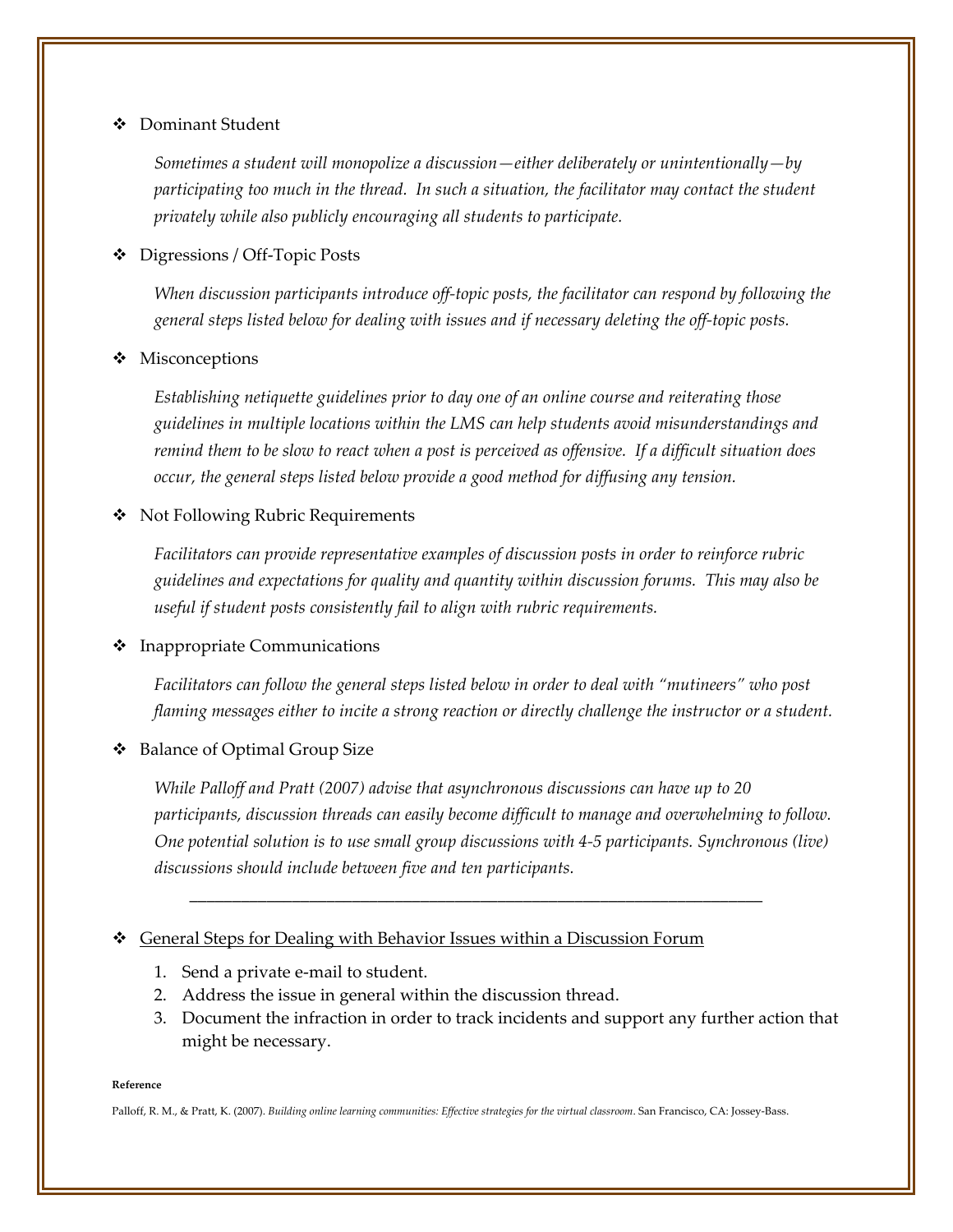- Dominant Student

  *Sometimes a student will monopolize a discussion—either deliberately or unintentionally—by participating too much in the thread. In such a situation, the facilitator may contact the student privately while also publicly encouraging all students to participate.*

- Digressions / Off-Topic Posts

  *When discussion participants introduce off-topic posts, the facilitator can respond by following the general steps listed below for dealing with issues and if necessary deleting the off-topic posts.*

- Misconceptions

  *Establishing netiquette guidelines prior to day one of an online course and reiterating those guidelines in multiple locations within the LMS can help students avoid misunderstandings and remind them to be slow to react when a post is perceived as offensive. If a difficult situation does occur, the general steps listed below provide a good method for diffusing any tension.*

- Not Following Rubric Requirements

  *Facilitators can provide representative examples of discussion posts in order to reinforce rubric guidelines and expectations for quality and quantity within discussion forums. This may also be useful if student posts consistently fail to align with rubric requirements.*

- Inappropriate Communications

  *Facilitators can follow the general steps listed below in order to deal with "mutineers" who post flaming messages either to incite a strong reaction or directly challenge the instructor or a student.*

- Balance of Optimal Group Size

  *While Palloff and Pratt (2007) advise that asynchronous discussions can have up to 20 participants, discussion threads can easily become difficult to manage and overwhelming to follow. One potential solution is to use small group discussions with 4-5 participants. Synchronous (live) discussions should include between five and ten participants.*

---

- General Steps for Dealing with Behavior Issues within a Discussion Forum

  1. Send a private e-mail to student.
  2. Address the issue in general within the discussion thread.
  3. Document the infraction in order to track incidents and support any further action that might be necessary.

**Reference**

Palloff, R. M., & Pratt, K. (2007). *Building online learning communities: Effective strategies for the virtual classroom*. San Francisco, CA: Jossey-Bass.